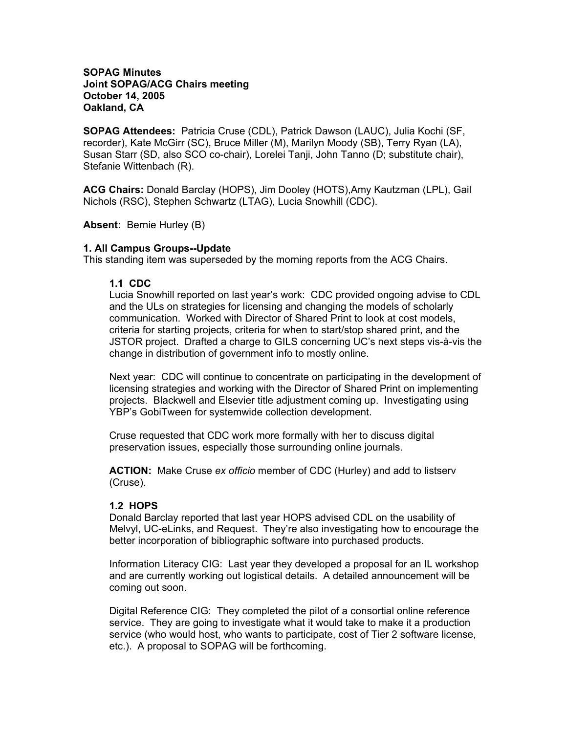**SOPAG Minutes**
**Joint SOPAG/ACG Chairs meeting**
**October 14, 2005**
**Oakland, CA**

**SOPAG Attendees:** Patricia Cruse (CDL), Patrick Dawson (LAUC), Julia Kochi (SF, recorder), Kate McGirr (SC), Bruce Miller (M), Marilyn Moody (SB), Terry Ryan (LA), Susan Starr (SD, also SCO co-chair), Lorelei Tanji, John Tanno (D; substitute chair), Stefanie Wittenbach (R).

**ACG Chairs:** Donald Barclay (HOPS), Jim Dooley (HOTS),Amy Kautzman (LPL), Gail Nichols (RSC), Stephen Schwartz (LTAG), Lucia Snowhill (CDC).

**Absent:** Bernie Hurley (B)

## 1. All Campus Groups--Update

This standing item was superseded by the morning reports from the ACG Chairs.

### 1.1 CDC

Lucia Snowhill reported on last year's work: CDC provided ongoing advise to CDL and the ULs on strategies for licensing and changing the models of scholarly communication. Worked with Director of Shared Print to look at cost models, criteria for starting projects, criteria for when to start/stop shared print, and the JSTOR project. Drafted a charge to GILS concerning UC's next steps vis-à-vis the change in distribution of government info to mostly online.

Next year: CDC will continue to concentrate on participating in the development of licensing strategies and working with the Director of Shared Print on implementing projects. Blackwell and Elsevier title adjustment coming up. Investigating using YBP's GobiTween for systemwide collection development.

Cruse requested that CDC work more formally with her to discuss digital preservation issues, especially those surrounding online journals.

**ACTION:** Make Cruse *ex officio* member of CDC (Hurley) and add to listserv (Cruse).

### 1.2 HOPS

Donald Barclay reported that last year HOPS advised CDL on the usability of Melvyl, UC-eLinks, and Request. They're also investigating how to encourage the better incorporation of bibliographic software into purchased products.

Information Literacy CIG: Last year they developed a proposal for an IL workshop and are currently working out logistical details. A detailed announcement will be coming out soon.

Digital Reference CIG: They completed the pilot of a consortial online reference service. They are going to investigate what it would take to make it a production service (who would host, who wants to participate, cost of Tier 2 software license, etc.). A proposal to SOPAG will be forthcoming.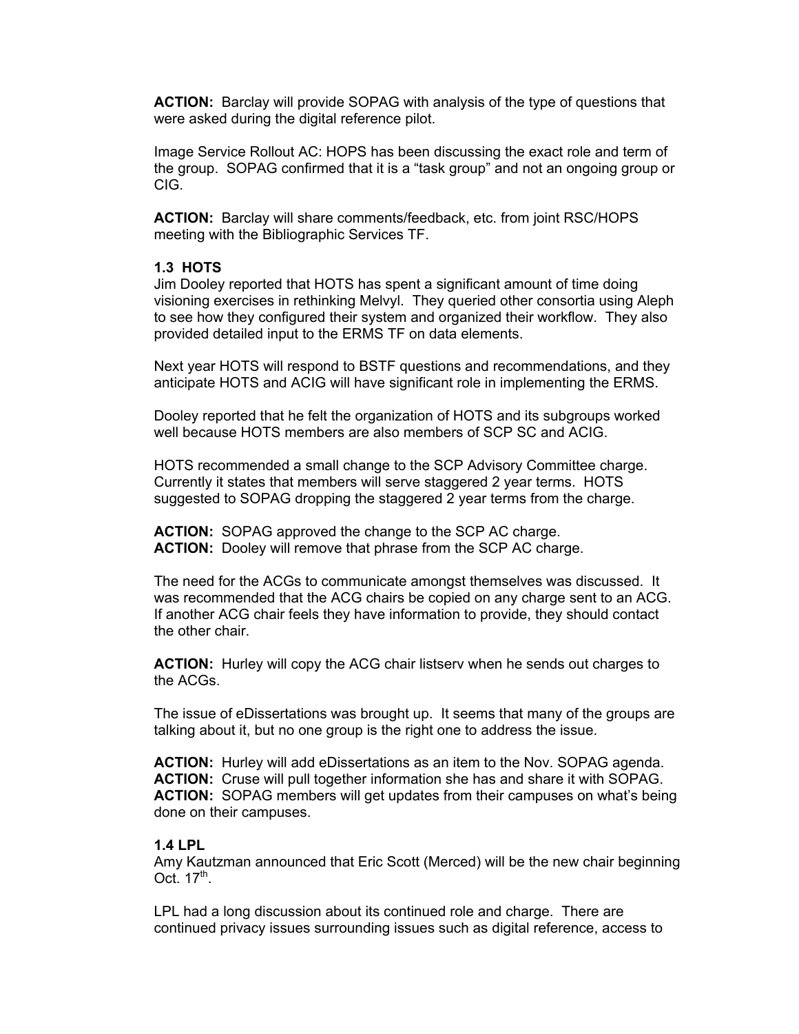**ACTION:** Barclay will provide SOPAG with analysis of the type of questions that were asked during the digital reference pilot.

Image Service Rollout AC: HOPS has been discussing the exact role and term of the group. SOPAG confirmed that it is a "task group" and not an ongoing group or CIG.

**ACTION:** Barclay will share comments/feedback, etc. from joint RSC/HOPS meeting with the Bibliographic Services TF.

**1.3 HOTS**

Jim Dooley reported that HOTS has spent a significant amount of time doing visioning exercises in rethinking Melvyl. They queried other consortia using Aleph to see how they configured their system and organized their workflow. They also provided detailed input to the ERMS TF on data elements.

Next year HOTS will respond to BSTF questions and recommendations, and they anticipate HOTS and ACIG will have significant role in implementing the ERMS.

Dooley reported that he felt the organization of HOTS and its subgroups worked well because HOTS members are also members of SCP SC and ACIG.

HOTS recommended a small change to the SCP Advisory Committee charge. Currently it states that members will serve staggered 2 year terms. HOTS suggested to SOPAG dropping the staggered 2 year terms from the charge.

**ACTION:** SOPAG approved the change to the SCP AC charge.
**ACTION:** Dooley will remove that phrase from the SCP AC charge.

The need for the ACGs to communicate amongst themselves was discussed. It was recommended that the ACG chairs be copied on any charge sent to an ACG. If another ACG chair feels they have information to provide, they should contact the other chair.

**ACTION:** Hurley will copy the ACG chair listserv when he sends out charges to the ACGs.

The issue of eDissertations was brought up. It seems that many of the groups are talking about it, but no one group is the right one to address the issue.

**ACTION:** Hurley will add eDissertations as an item to the Nov. SOPAG agenda.
**ACTION:** Cruse will pull together information she has and share it with SOPAG.
**ACTION:** SOPAG members will get updates from their campuses on what's being done on their campuses.

**1.4 LPL**

Amy Kautzman announced that Eric Scott (Merced) will be the new chair beginning Oct. 17th.

LPL had a long discussion about its continued role and charge. There are continued privacy issues surrounding issues such as digital reference, access to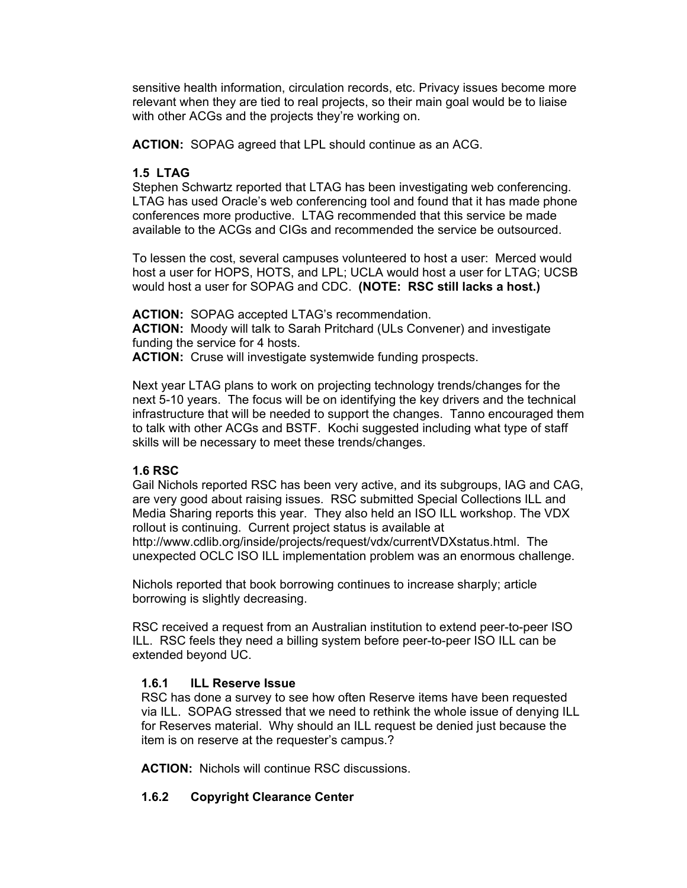sensitive health information, circulation records, etc. Privacy issues become more relevant when they are tied to real projects, so their main goal would be to liaise with other ACGs and the projects they're working on.

**ACTION:** SOPAG agreed that LPL should continue as an ACG.

### 1.5 LTAG

Stephen Schwartz reported that LTAG has been investigating web conferencing. LTAG has used Oracle's web conferencing tool and found that it has made phone conferences more productive. LTAG recommended that this service be made available to the ACGs and CIGs and recommended the service be outsourced.

To lessen the cost, several campuses volunteered to host a user: Merced would host a user for HOPS, HOTS, and LPL; UCLA would host a user for LTAG; UCSB would host a user for SOPAG and CDC. **(NOTE: RSC still lacks a host.)**

**ACTION:** SOPAG accepted LTAG's recommendation.
**ACTION:** Moody will talk to Sarah Pritchard (ULs Convener) and investigate funding the service for 4 hosts.
**ACTION:** Cruse will investigate systemwide funding prospects.

Next year LTAG plans to work on projecting technology trends/changes for the next 5-10 years. The focus will be on identifying the key drivers and the technical infrastructure that will be needed to support the changes. Tanno encouraged them to talk with other ACGs and BSTF. Kochi suggested including what type of staff skills will be necessary to meet these trends/changes.

### 1.6 RSC

Gail Nichols reported RSC has been very active, and its subgroups, IAG and CAG, are very good about raising issues. RSC submitted Special Collections ILL and Media Sharing reports this year. They also held an ISO ILL workshop. The VDX rollout is continuing. Current project status is available at http://www.cdlib.org/inside/projects/request/vdx/currentVDXstatus.html. The unexpected OCLC ISO ILL implementation problem was an enormous challenge.

Nichols reported that book borrowing continues to increase sharply; article borrowing is slightly decreasing.

RSC received a request from an Australian institution to extend peer-to-peer ISO ILL. RSC feels they need a billing system before peer-to-peer ISO ILL can be extended beyond UC.

#### 1.6.1 ILL Reserve Issue

RSC has done a survey to see how often Reserve items have been requested via ILL. SOPAG stressed that we need to rethink the whole issue of denying ILL for Reserves material. Why should an ILL request be denied just because the item is on reserve at the requester's campus.?

**ACTION:** Nichols will continue RSC discussions.

#### 1.6.2 Copyright Clearance Center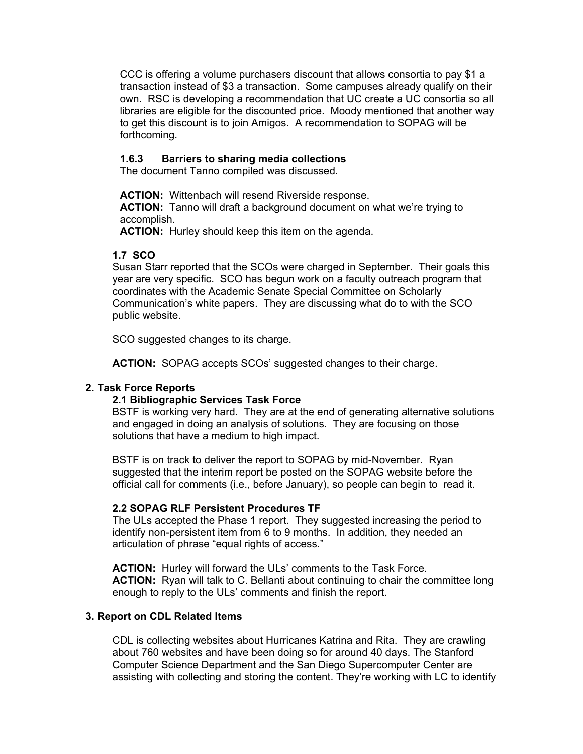CCC is offering a volume purchasers discount that allows consortia to pay $1 a transaction instead of $3 a transaction. Some campuses already qualify on their own. RSC is developing a recommendation that UC create a UC consortia so all libraries are eligible for the discounted price. Moody mentioned that another way to get this discount is to join Amigos. A recommendation to SOPAG will be forthcoming.

#### 1.6.3 Barriers to sharing media collections

The document Tanno compiled was discussed.

**ACTION:** Wittenbach will resend Riverside response.
**ACTION:** Tanno will draft a background document on what we're trying to accomplish.
**ACTION:** Hurley should keep this item on the agenda.

### 1.7 SCO

Susan Starr reported that the SCOs were charged in September. Their goals this year are very specific. SCO has begun work on a faculty outreach program that coordinates with the Academic Senate Special Committee on Scholarly Communication's white papers. They are discussing what do to with the SCO public website.

SCO suggested changes to its charge.

**ACTION:** SOPAG accepts SCOs' suggested changes to their charge.

## 2. Task Force Reports

### 2.1 Bibliographic Services Task Force

BSTF is working very hard. They are at the end of generating alternative solutions and engaged in doing an analysis of solutions. They are focusing on those solutions that have a medium to high impact.

BSTF is on track to deliver the report to SOPAG by mid-November. Ryan suggested that the interim report be posted on the SOPAG website before the official call for comments (i.e., before January), so people can begin to read it.

### 2.2 SOPAG RLF Persistent Procedures TF

The ULs accepted the Phase 1 report. They suggested increasing the period to identify non-persistent item from 6 to 9 months. In addition, they needed an articulation of phrase "equal rights of access."

**ACTION:** Hurley will forward the ULs' comments to the Task Force.
**ACTION:** Ryan will talk to C. Bellanti about continuing to chair the committee long enough to reply to the ULs' comments and finish the report.

## 3. Report on CDL Related Items

CDL is collecting websites about Hurricanes Katrina and Rita. They are crawling about 760 websites and have been doing so for around 40 days. The Stanford Computer Science Department and the San Diego Supercomputer Center are assisting with collecting and storing the content. They're working with LC to identify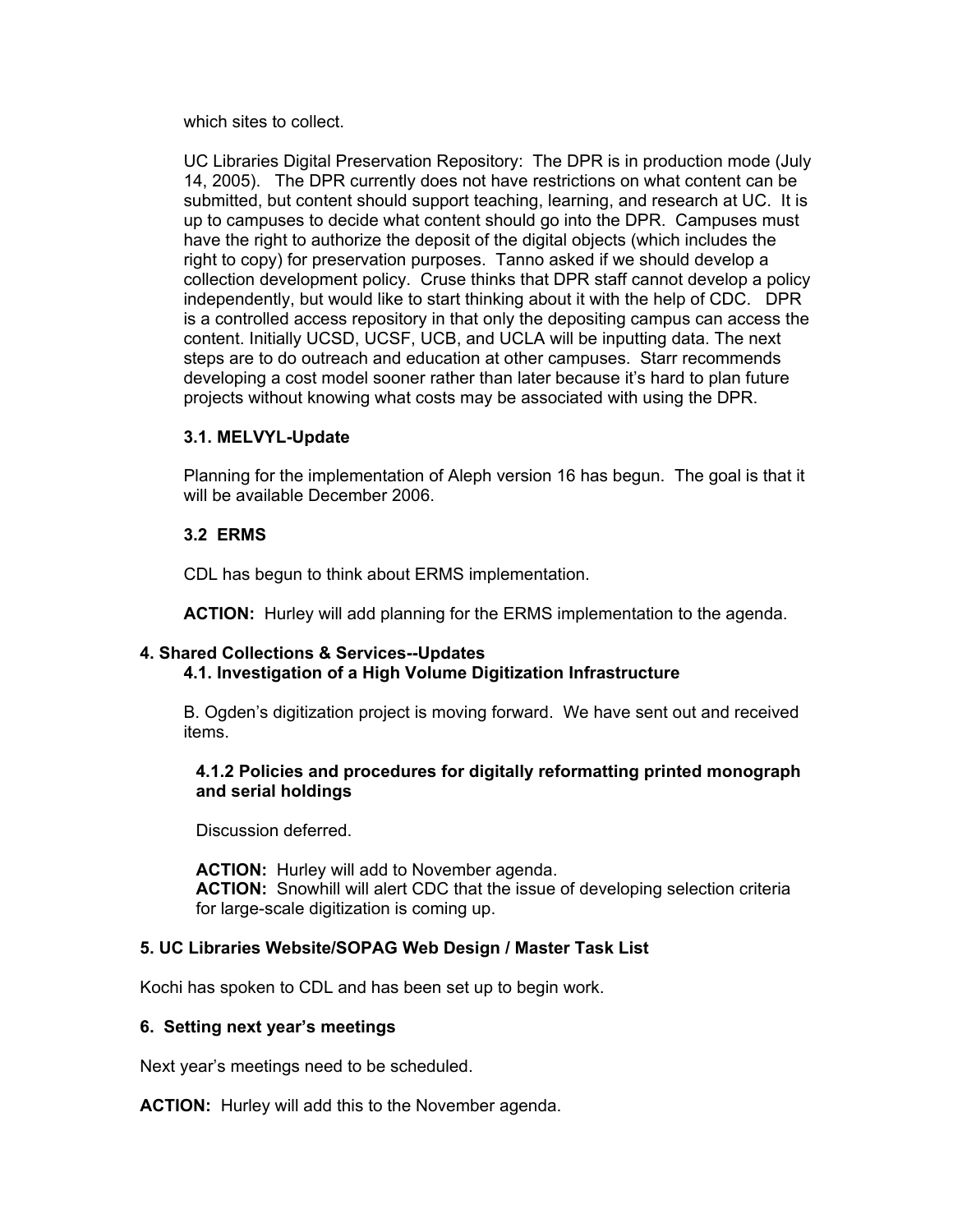which sites to collect.

UC Libraries Digital Preservation Repository: The DPR is in production mode (July 14, 2005). The DPR currently does not have restrictions on what content can be submitted, but content should support teaching, learning, and research at UC. It is up to campuses to decide what content should go into the DPR. Campuses must have the right to authorize the deposit of the digital objects (which includes the right to copy) for preservation purposes. Tanno asked if we should develop a collection development policy. Cruse thinks that DPR staff cannot develop a policy independently, but would like to start thinking about it with the help of CDC. DPR is a controlled access repository in that only the depositing campus can access the content. Initially UCSD, UCSF, UCB, and UCLA will be inputting data. The next steps are to do outreach and education at other campuses. Starr recommends developing a cost model sooner rather than later because it's hard to plan future projects without knowing what costs may be associated with using the DPR.

### 3.1. MELVYL-Update

Planning for the implementation of Aleph version 16 has begun. The goal is that it will be available December 2006.

### 3.2 ERMS

CDL has begun to think about ERMS implementation.

**ACTION:** Hurley will add planning for the ERMS implementation to the agenda.

## 4. Shared Collections & Services--Updates

### 4.1. Investigation of a High Volume Digitization Infrastructure

B. Ogden's digitization project is moving forward. We have sent out and received items.

#### 4.1.2 Policies and procedures for digitally reformatting printed monograph and serial holdings

Discussion deferred.

**ACTION:** Hurley will add to November agenda.
**ACTION:** Snowhill will alert CDC that the issue of developing selection criteria for large-scale digitization is coming up.

## 5. UC Libraries Website/SOPAG Web Design / Master Task List

Kochi has spoken to CDL and has been set up to begin work.

## 6. Setting next year's meetings

Next year's meetings need to be scheduled.

**ACTION:** Hurley will add this to the November agenda.